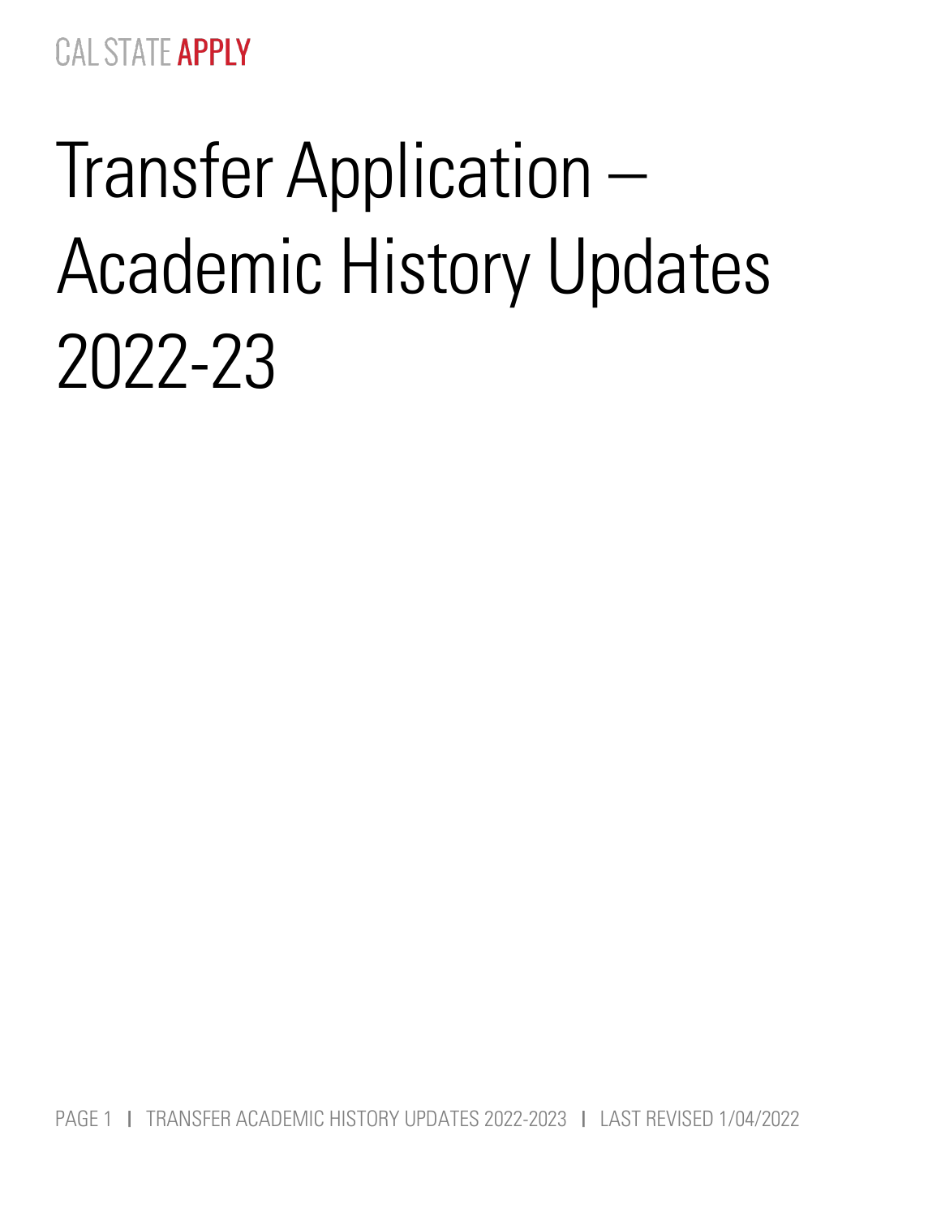CAL STATE **APPLY**

# Transfer Application – Academic History Updates 2022-23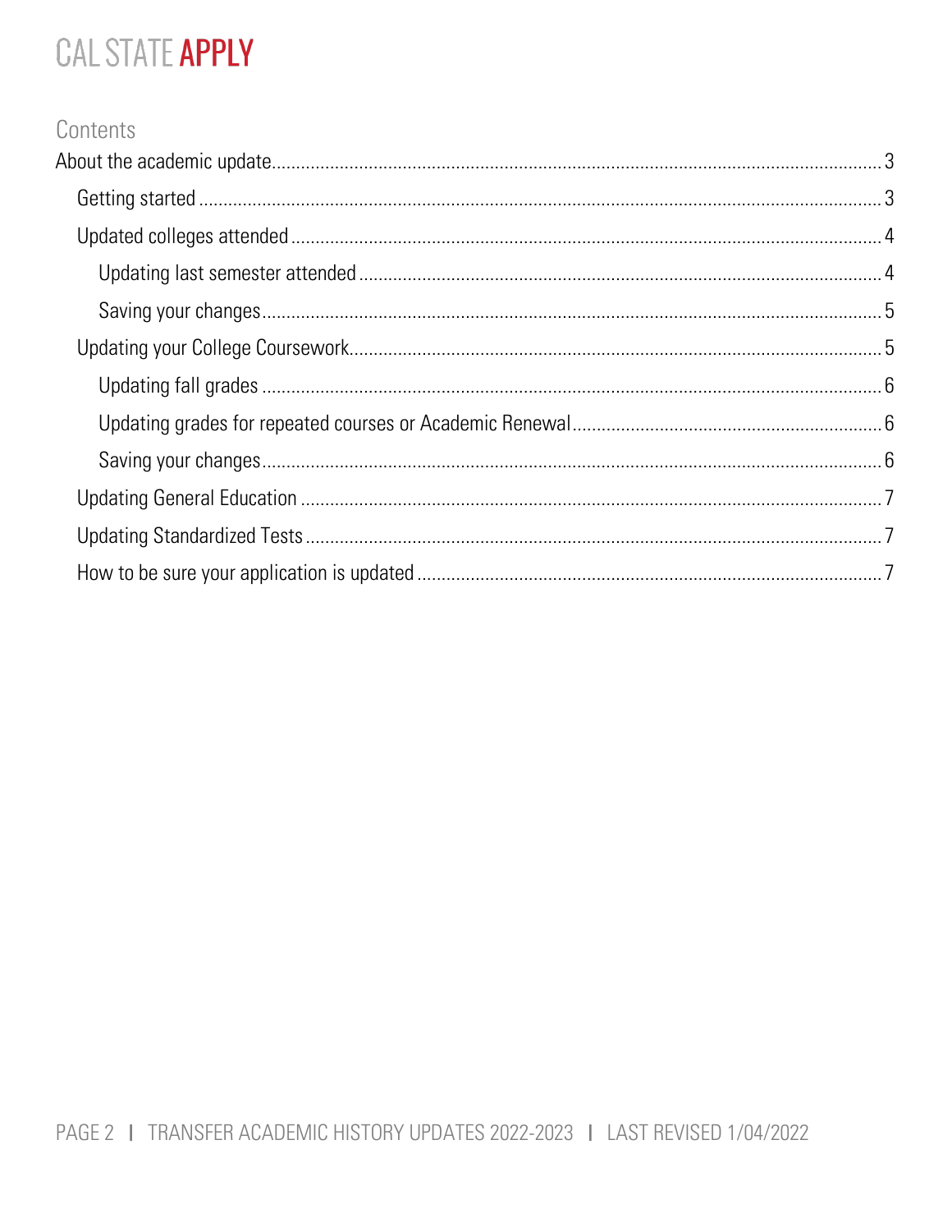CAL STATE **APPLY**

## Contents

- About the academic update 3
  - Getting started 3
  - Updated colleges attended 4
    - Updating last semester attended 4
    - Saving your changes 5
  - Updating your College Coursework 5
    - Updating fall grades 6
    - Updating grades for repeated courses or Academic Renewal 6
    - Saving your changes 6
  - Updating General Education 7
  - Updating Standardized Tests 7
  - How to be sure your application is updated 7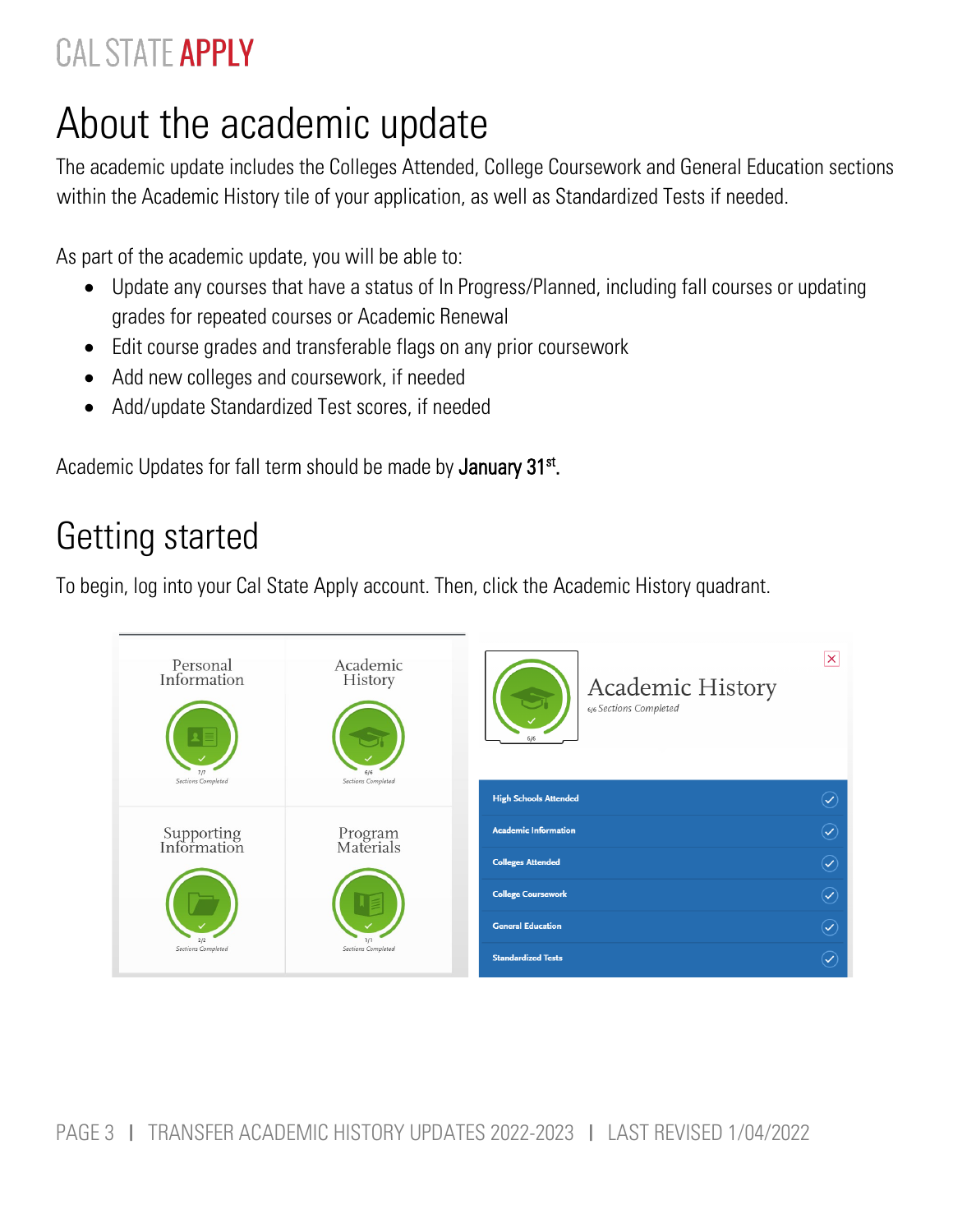# About the academic update

The academic update includes the Colleges Attended, College Coursework and General Education sections within the Academic History tile of your application, as well as Standardized Tests if needed.

As part of the academic update, you will be able to:

- Update any courses that have a status of In Progress/Planned, including fall courses or updating grades for repeated courses or Academic Renewal
- Edit course grades and transferable flags on any prior coursework
- Add new colleges and coursework, if needed
- Add/update Standardized Test scores, if needed

Academic Updates for fall term should be made by **January 31st.**

## Getting started

To begin, log into your Cal State Apply account. Then, click the Academic History quadrant.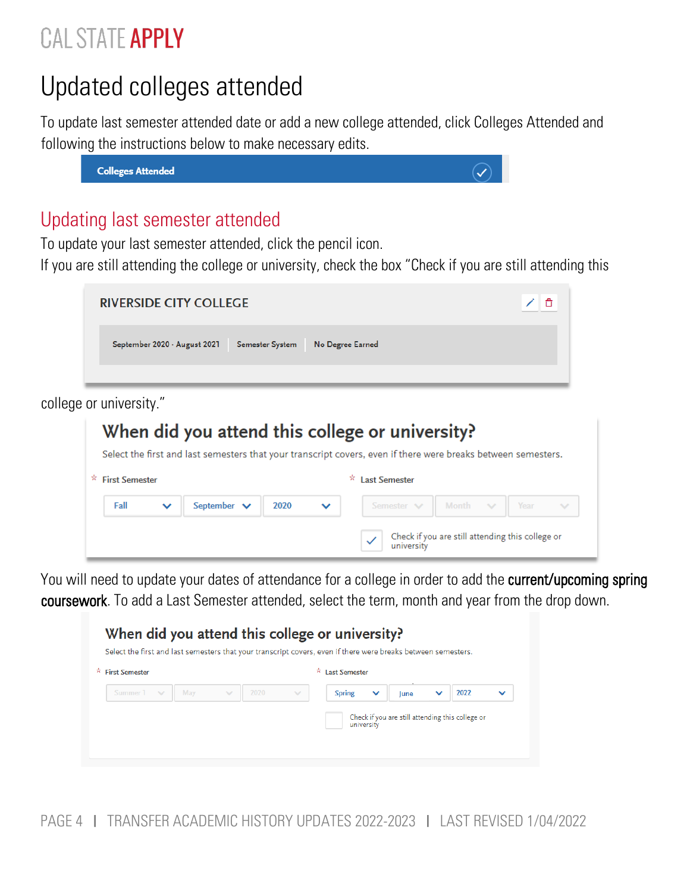# Updated colleges attended

To update last semester attended date or add a new college attended, click Colleges Attended and following the instructions below to make necessary edits.

Colleges Attended

## Updating last semester attended

To update your last semester attended, click the pencil icon.

If you are still attending the college or university, check the box "Check if you are still attending this college or university."

RIVERSIDE CITY COLLEGE

September 2020 - August 2021 | Semester System | No Degree Earned

**When did you attend this college or university?**

Select the first and last semesters that your transcript covers, even if there were breaks between semesters.

\* First Semester: Fall | September | 2020

\* Last Semester: Semester | Month | Year

☑ Check if you are still attending this college or university

You will need to update your dates of attendance for a college in order to add the **current/upcoming spring coursework**. To add a Last Semester attended, select the term, month and year from the drop down.

**When did you attend this college or university?**

Select the first and last semesters that your transcript covers, even if there were breaks between semesters.

\* First Semester: Summer 1 | May | 2020

\* Last Semester: Spring | June | 2022

☐ Check if you are still attending this college or university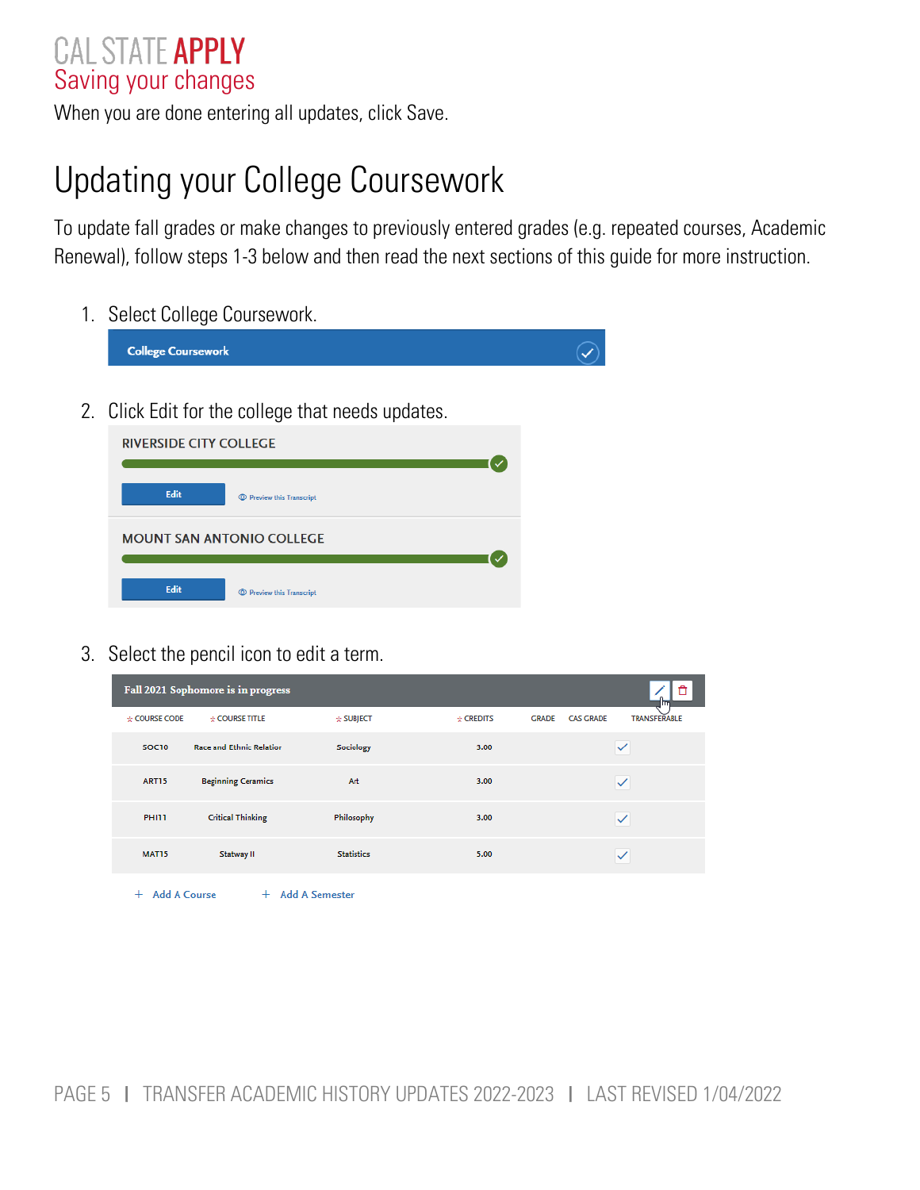## Saving your changes

When you are done entering all updates, click Save.

# Updating your College Coursework

To update fall grades or make changes to previously entered grades (e.g. repeated courses, Academic Renewal), follow steps 1-3 below and then read the next sections of this guide for more instruction.

1. Select College Coursework.

   College Coursework

2. Click Edit for the college that needs updates.

   RIVERSIDE CITY COLLEGE
   Edit | Preview this Transcript

   MOUNT SAN ANTONIO COLLEGE
   Edit | Preview this Transcript

3. Select the pencil icon to edit a term.

   **Fall 2021 Sophomore is in progress**

| COURSE CODE | COURSE TITLE | SUBJECT | CREDITS | GRADE | CAS GRADE | TRANSFERABLE |
|---|---|---|---|---|---|---|
| SOC10 | Race and Ethnic Relation | Sociology | 3.00 | | | ✓ |
| ART15 | Beginning Ceramics | Art | 3.00 | | | ✓ |
| PHI11 | Critical Thinking | Philosophy | 3.00 | | | ✓ |
| MAT15 | Statway II | Statistics | 5.00 | | | ✓ |

   + Add A Course    + Add A Semester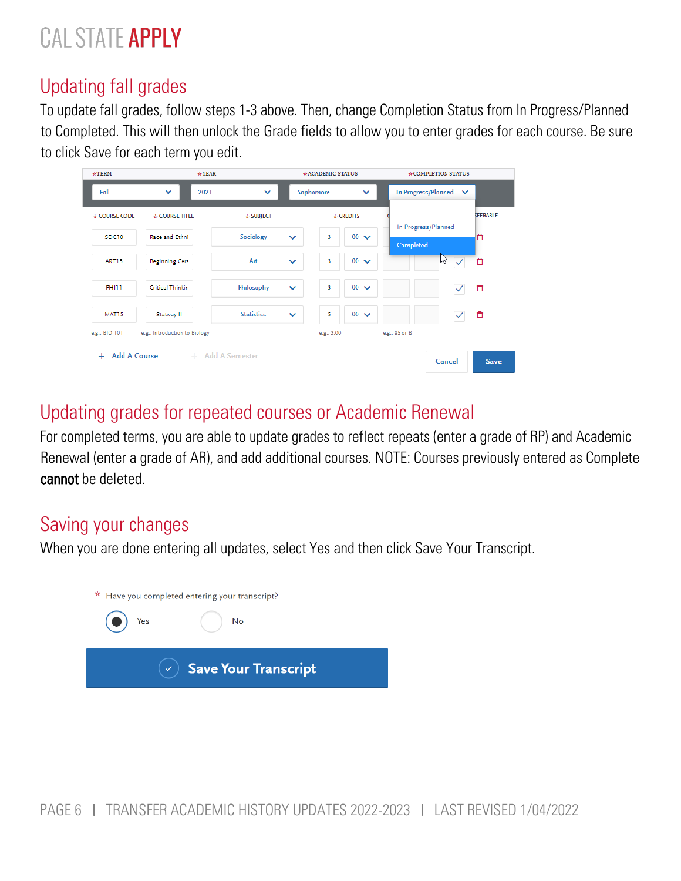CAL STATE **APPLY**

## Updating fall grades

To update fall grades, follow steps 1-3 above. Then, change Completion Status from In Progress/Planned to Completed. This will then unlock the Grade fields to allow you to enter grades for each course. Be sure to click Save for each term you edit.

## Updating grades for repeated courses or Academic Renewal

For completed terms, you are able to update grades to reflect repeats (enter a grade of RP) and Academic Renewal (enter a grade of AR), and add additional courses. NOTE: Courses previously entered as Complete **cannot** be deleted.

## Saving your changes

When you are done entering all updates, select Yes and then click Save Your Transcript.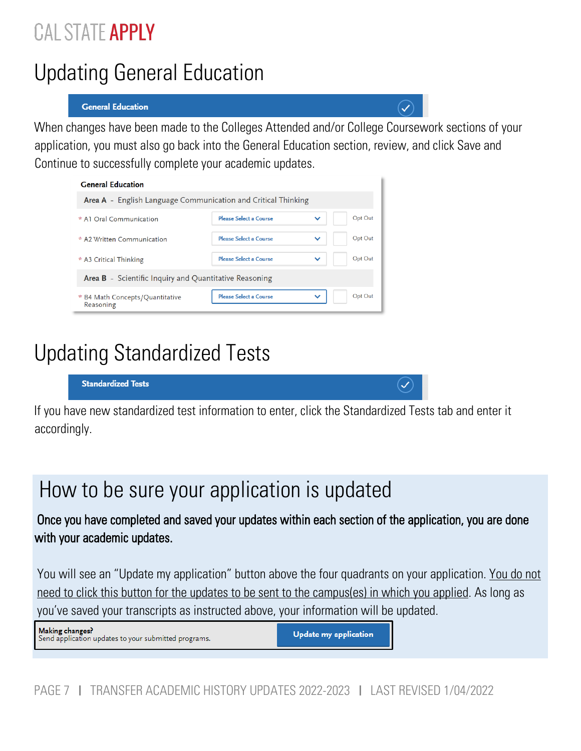CAL STATE **APPLY**

# Updating General Education

**General Education**

When changes have been made to the Colleges Attended and/or College Coursework sections of your application, you must also go back into the General Education section, review, and click Save and Continue to successfully complete your academic updates.

**General Education**

**Area A** - English Language Communication and Critical Thinking

| | | |
|---|---|---|
| * A1 Oral Communication | Please Select a Course | Opt Out |
| * A2 Written Communication | Please Select a Course | Opt Out |
| * A3 Critical Thinking | Please Select a Course | Opt Out |

**Area B** - Scientific Inquiry and Quantitative Reasoning

| | | |
|---|---|---|
| * B4 Math Concepts/Quantitative Reasoning | Please Select a Course | Opt Out |

# Updating Standardized Tests

**Standardized Tests**

If you have new standardized test information to enter, click the Standardized Tests tab and enter it accordingly.

# How to be sure your application is updated

**Once you have completed and saved your updates within each section of the application, you are done with your academic updates.**

You will see an "Update my application" button above the four quadrants on your application. You do not need to click this button for the updates to be sent to the campus(es) in which you applied. As long as you've saved your transcripts as instructed above, your information will be updated.

**Making changes?**
Send application updates to your submitted programs.

**Update my application**

PAGE 7 | TRANSFER ACADEMIC HISTORY UPDATES 2022-2023 | LAST REVISED 1/04/2022